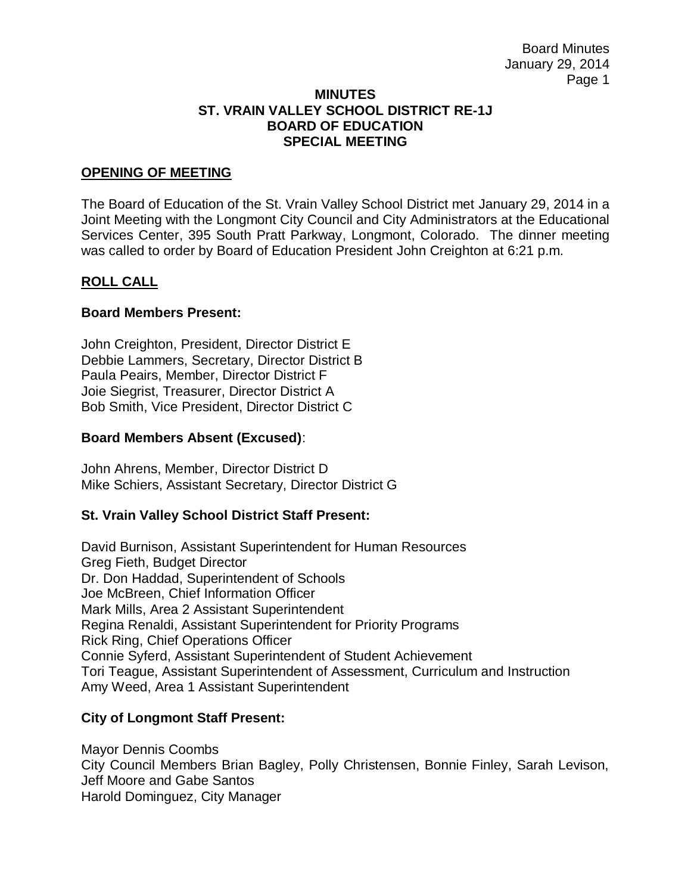# MINUTES
# ST. VRAIN VALLEY SCHOOL DISTRICT RE-1J
# BOARD OF EDUCATION
# SPECIAL MEETING

## OPENING OF MEETING

The Board of Education of the St. Vrain Valley School District met January 29, 2014 in a Joint Meeting with the Longmont City Council and City Administrators at the Educational Services Center, 395 South Pratt Parkway, Longmont, Colorado. The dinner meeting was called to order by Board of Education President John Creighton at 6:21 p.m.

## ROLL CALL

### Board Members Present:

John Creighton, President, Director District E
Debbie Lammers, Secretary, Director District B
Paula Peairs, Member, Director District F
Joie Siegrist, Treasurer, Director District A
Bob Smith, Vice President, Director District C

### Board Members Absent (Excused):

John Ahrens, Member, Director District D
Mike Schiers, Assistant Secretary, Director District G

### St. Vrain Valley School District Staff Present:

David Burnison, Assistant Superintendent for Human Resources
Greg Fieth, Budget Director
Dr. Don Haddad, Superintendent of Schools
Joe McBreen, Chief Information Officer
Mark Mills, Area 2 Assistant Superintendent
Regina Renaldi, Assistant Superintendent for Priority Programs
Rick Ring, Chief Operations Officer
Connie Syferd, Assistant Superintendent of Student Achievement
Tori Teague, Assistant Superintendent of Assessment, Curriculum and Instruction
Amy Weed, Area 1 Assistant Superintendent

### City of Longmont Staff Present:

Mayor Dennis Coombs
City Council Members Brian Bagley, Polly Christensen, Bonnie Finley, Sarah Levison, Jeff Moore and Gabe Santos
Harold Dominguez, City Manager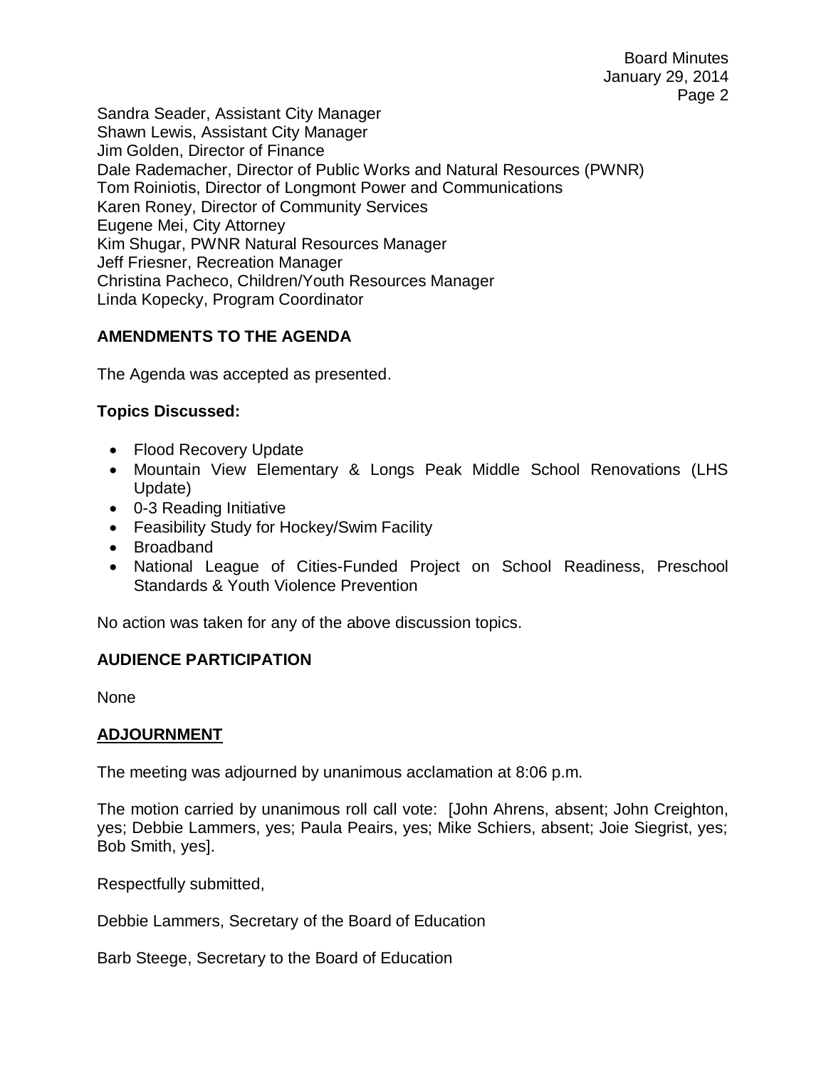Sandra Seader, Assistant City Manager
Shawn Lewis, Assistant City Manager
Jim Golden, Director of Finance
Dale Rademacher, Director of Public Works and Natural Resources (PWNR)
Tom Roiniotis, Director of Longmont Power and Communications
Karen Roney, Director of Community Services
Eugene Mei, City Attorney
Kim Shugar, PWNR Natural Resources Manager
Jeff Friesner, Recreation Manager
Christina Pacheco, Children/Youth Resources Manager
Linda Kopecky, Program Coordinator

**AMENDMENTS TO THE AGENDA**

The Agenda was accepted as presented.

**Topics Discussed:**

- Flood Recovery Update
- Mountain View Elementary & Longs Peak Middle School Renovations (LHS Update)
- 0-3 Reading Initiative
- Feasibility Study for Hockey/Swim Facility
- Broadband
- National League of Cities-Funded Project on School Readiness, Preschool Standards & Youth Violence Prevention

No action was taken for any of the above discussion topics.

**AUDIENCE PARTICIPATION**

None

**ADJOURNMENT**

The meeting was adjourned by unanimous acclamation at 8:06 p.m.

The motion carried by unanimous roll call vote: [John Ahrens, absent; John Creighton, yes; Debbie Lammers, yes; Paula Peairs, yes; Mike Schiers, absent; Joie Siegrist, yes; Bob Smith, yes].

Respectfully submitted,

Debbie Lammers, Secretary of the Board of Education

Barb Steege, Secretary to the Board of Education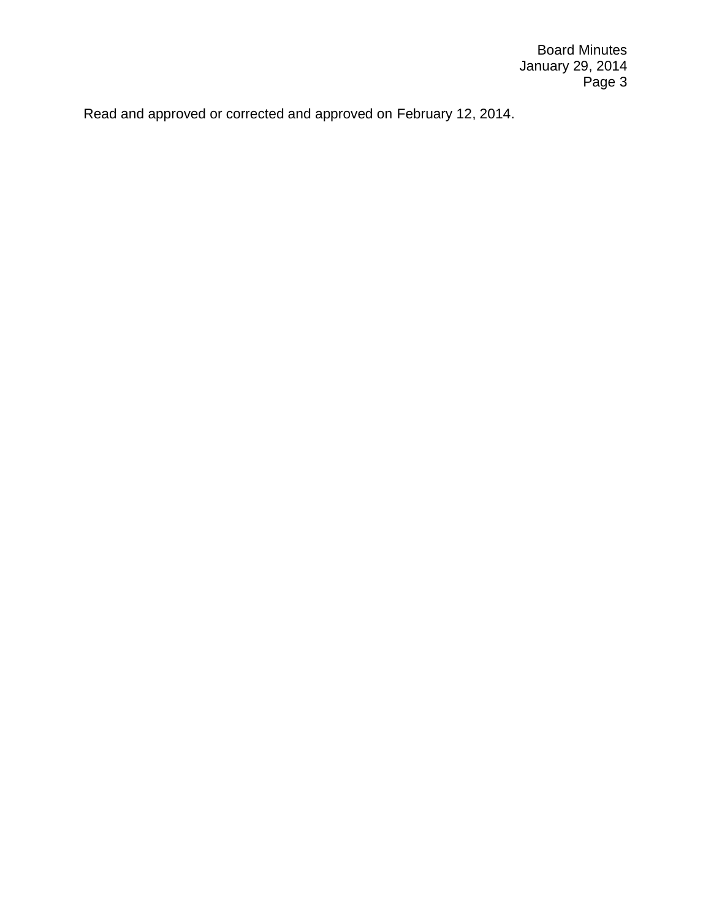Read and approved or corrected and approved on February 12, 2014.